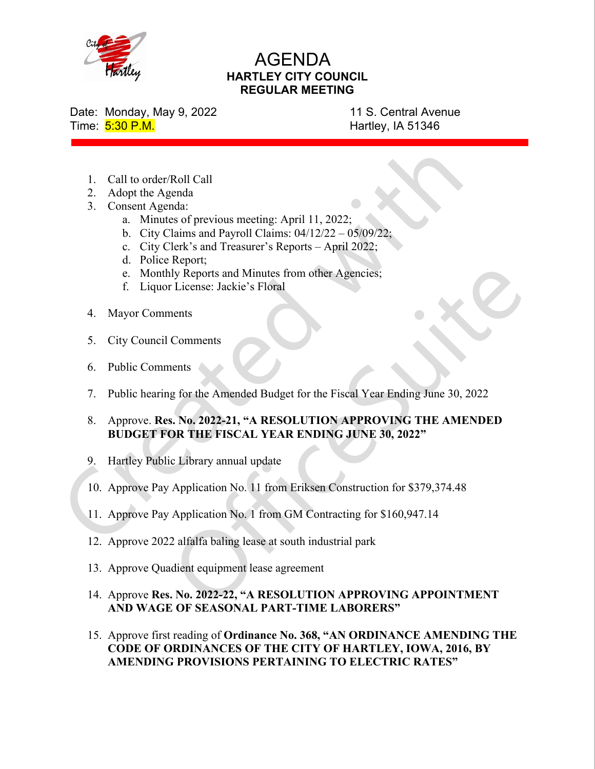# AGENDA

## HARTLEY CITY COUNCIL
## REGULAR MEETING

Date: Monday, May 9, 2022
Time: 5:30 P.M.

11 S. Central Avenue
Hartley, IA 51346

1. Call to order/Roll Call
2. Adopt the Agenda
3. Consent Agenda:
    a. Minutes of previous meeting: April 11, 2022;
    b. City Claims and Payroll Claims: 04/12/22 – 05/09/22;
    c. City Clerk's and Treasurer's Reports – April 2022;
    d. Police Report;
    e. Monthly Reports and Minutes from other Agencies;
    f. Liquor License: Jackie's Floral
4. Mayor Comments
5. City Council Comments
6. Public Comments
7. Public hearing for the Amended Budget for the Fiscal Year Ending June 30, 2022
8. Approve. **Res. No. 2022-21, "A RESOLUTION APPROVING THE AMENDED BUDGET FOR THE FISCAL YEAR ENDING JUNE 30, 2022"**
9. Hartley Public Library annual update
10. Approve Pay Application No. 11 from Eriksen Construction for $379,374.48
11. Approve Pay Application No. 1 from GM Contracting for $160,947.14
12. Approve 2022 alfalfa baling lease at south industrial park
13. Approve Quadient equipment lease agreement
14. Approve **Res. No. 2022-22, "A RESOLUTION APPROVING APPOINTMENT AND WAGE OF SEASONAL PART-TIME LABORERS"**
15. Approve first reading of **Ordinance No. 368, "AN ORDINANCE AMENDING THE CODE OF ORDINANCES OF THE CITY OF HARTLEY, IOWA, 2016, BY AMENDING PROVISIONS PERTAINING TO ELECTRIC RATES"**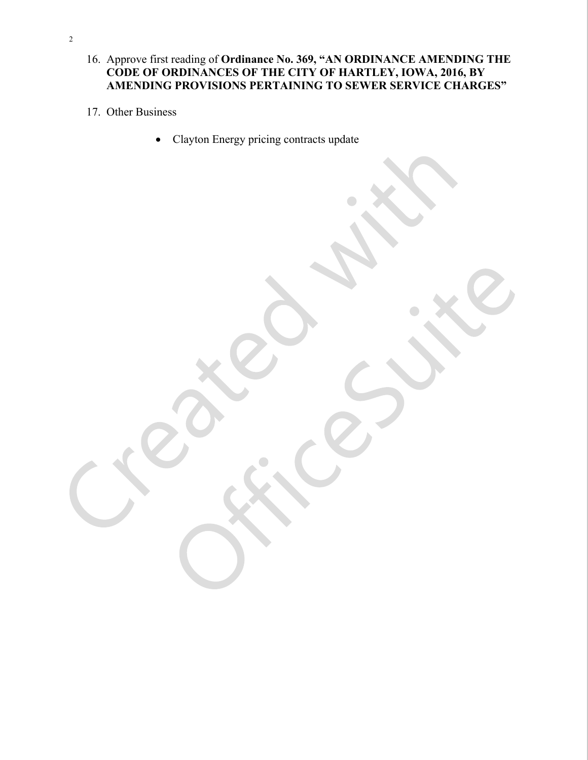16. Approve first reading of **Ordinance No. 369, "AN ORDINANCE AMENDING THE CODE OF ORDINANCES OF THE CITY OF HARTLEY, IOWA, 2016, BY AMENDING PROVISIONS PERTAINING TO SEWER SERVICE CHARGES"**

17. Other Business

    - Clayton Energy pricing contracts update